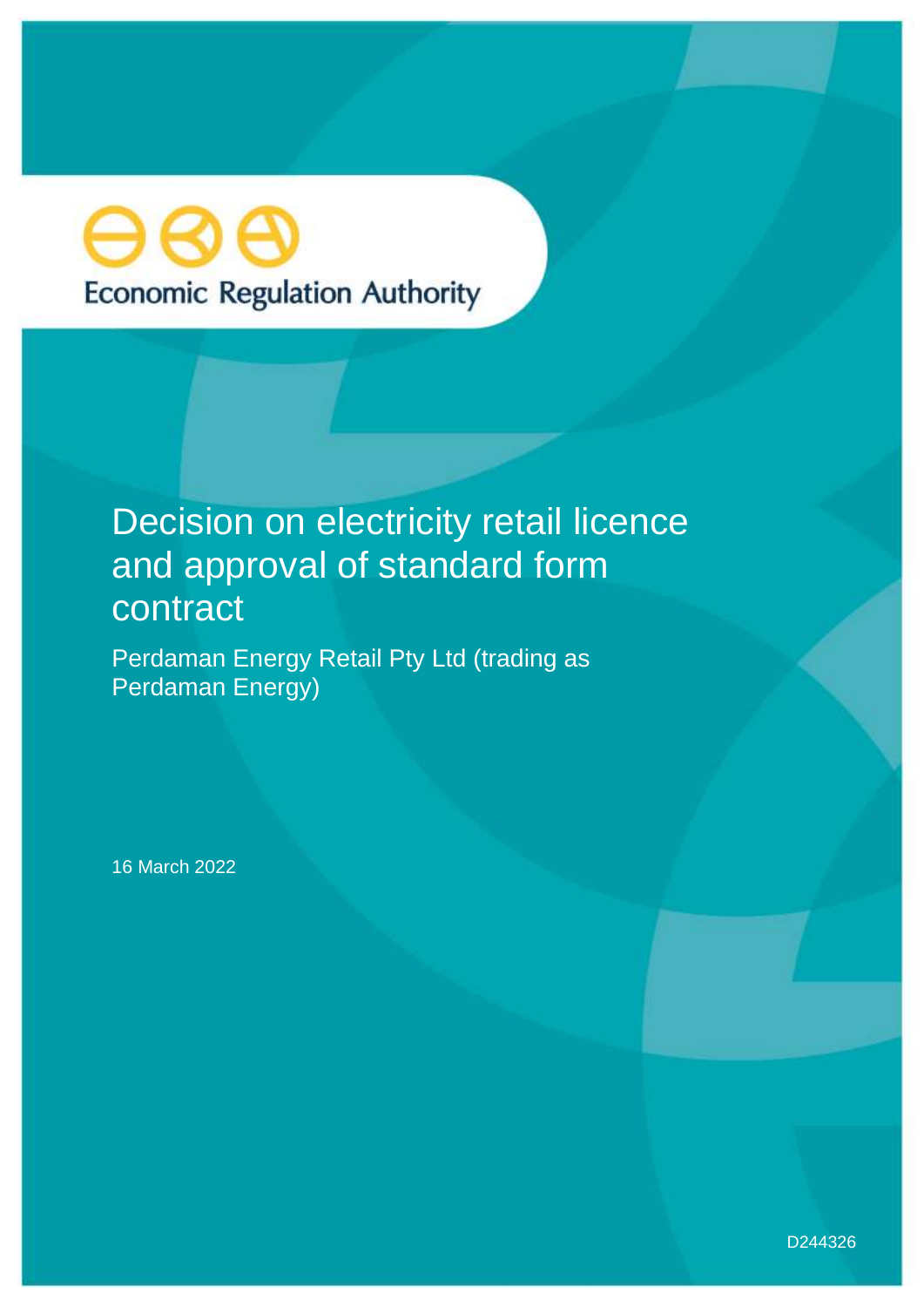Economic Regulation Authority

# Decision on electricity retail licence and approval of standard form contract

Perdaman Energy Retail Pty Ltd (trading as Perdaman Energy)

16 March 2022

D244326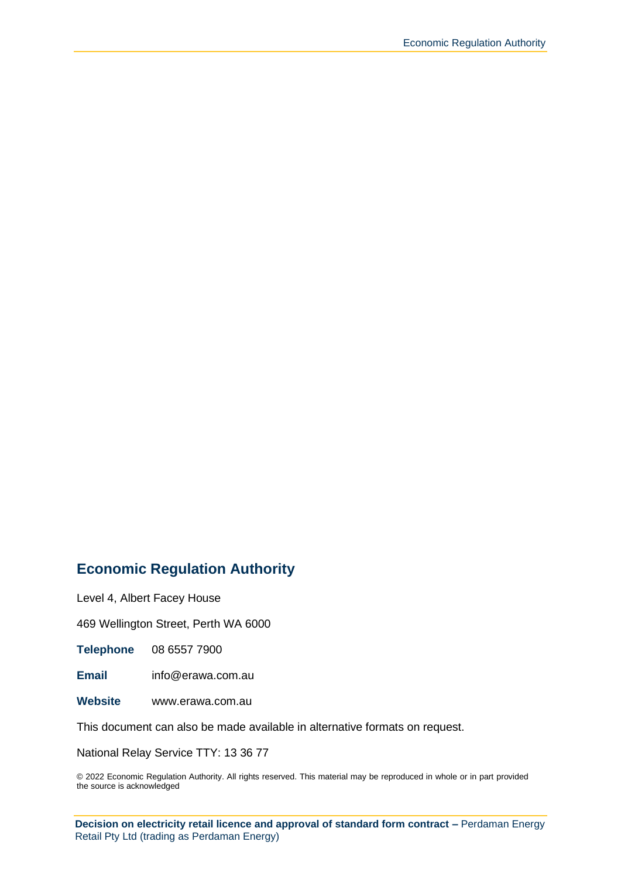## Economic Regulation Authority

Level 4, Albert Facey House

469 Wellington Street, Perth WA 6000

**Telephone** 08 6557 7900

**Email** info@erawa.com.au

**Website** www.erawa.com.au

This document can also be made available in alternative formats on request.

National Relay Service TTY: 13 36 77

© 2022 Economic Regulation Authority. All rights reserved. This material may be reproduced in whole or in part provided the source is acknowledged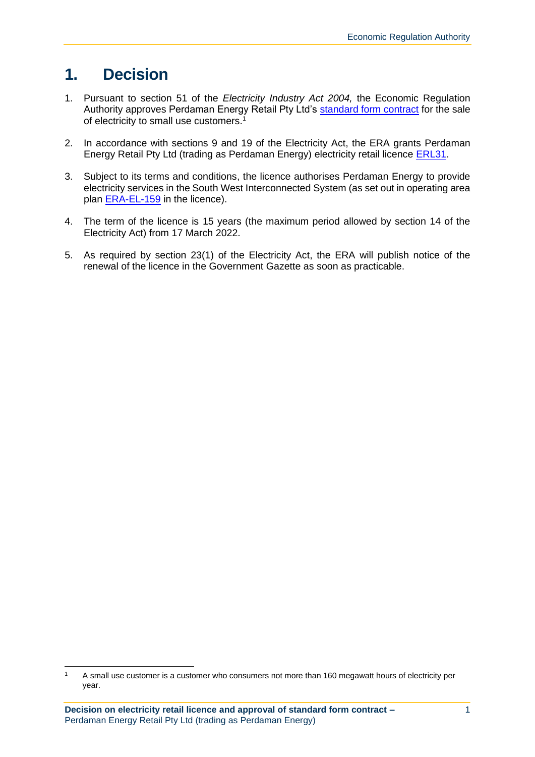# 1. Decision

1. Pursuant to section 51 of the *Electricity Industry Act 2004,* the Economic Regulation Authority approves Perdaman Energy Retail Pty Ltd's standard form contract for the sale of electricity to small use customers.[1]

2. In accordance with sections 9 and 19 of the Electricity Act, the ERA grants Perdaman Energy Retail Pty Ltd (trading as Perdaman Energy) electricity retail licence ERL31.

3. Subject to its terms and conditions, the licence authorises Perdaman Energy to provide electricity services in the South West Interconnected System (as set out in operating area plan ERA-EL-159 in the licence).

4. The term of the licence is 15 years (the maximum period allowed by section 14 of the Electricity Act) from 17 March 2022.

5. As required by section 23(1) of the Electricity Act, the ERA will publish notice of the renewal of the licence in the Government Gazette as soon as practicable.

---

[1] A small use customer is a customer who consumers not more than 160 megawatt hours of electricity per year.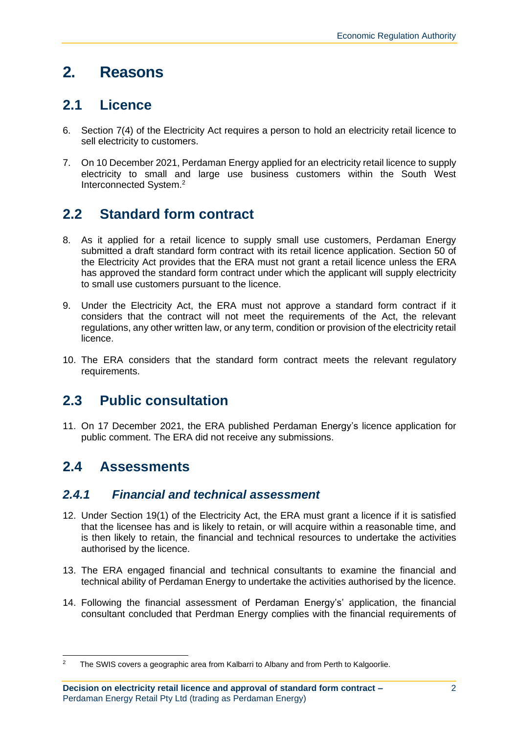# 2. Reasons

## 2.1 Licence

6. Section 7(4) of the Electricity Act requires a person to hold an electricity retail licence to sell electricity to customers.

7. On 10 December 2021, Perdaman Energy applied for an electricity retail licence to supply electricity to small and large use business customers within the South West Interconnected System.[2]

## 2.2 Standard form contract

8. As it applied for a retail licence to supply small use customers, Perdaman Energy submitted a draft standard form contract with its retail licence application. Section 50 of the Electricity Act provides that the ERA must not grant a retail licence unless the ERA has approved the standard form contract under which the applicant will supply electricity to small use customers pursuant to the licence.

9. Under the Electricity Act, the ERA must not approve a standard form contract if it considers that the contract will not meet the requirements of the Act, the relevant regulations, any other written law, or any term, condition or provision of the electricity retail licence.

10. The ERA considers that the standard form contract meets the relevant regulatory requirements.

## 2.3 Public consultation

11. On 17 December 2021, the ERA published Perdaman Energy's licence application for public comment. The ERA did not receive any submissions.

## 2.4 Assessments

### *2.4.1 Financial and technical assessment*

12. Under Section 19(1) of the Electricity Act, the ERA must grant a licence if it is satisfied that the licensee has and is likely to retain, or will acquire within a reasonable time, and is then likely to retain, the financial and technical resources to undertake the activities authorised by the licence.

13. The ERA engaged financial and technical consultants to examine the financial and technical ability of Perdaman Energy to undertake the activities authorised by the licence.

14. Following the financial assessment of Perdaman Energy's' application, the financial consultant concluded that Perdman Energy complies with the financial requirements of

[2] The SWIS covers a geographic area from Kalbarri to Albany and from Perth to Kalgoorlie.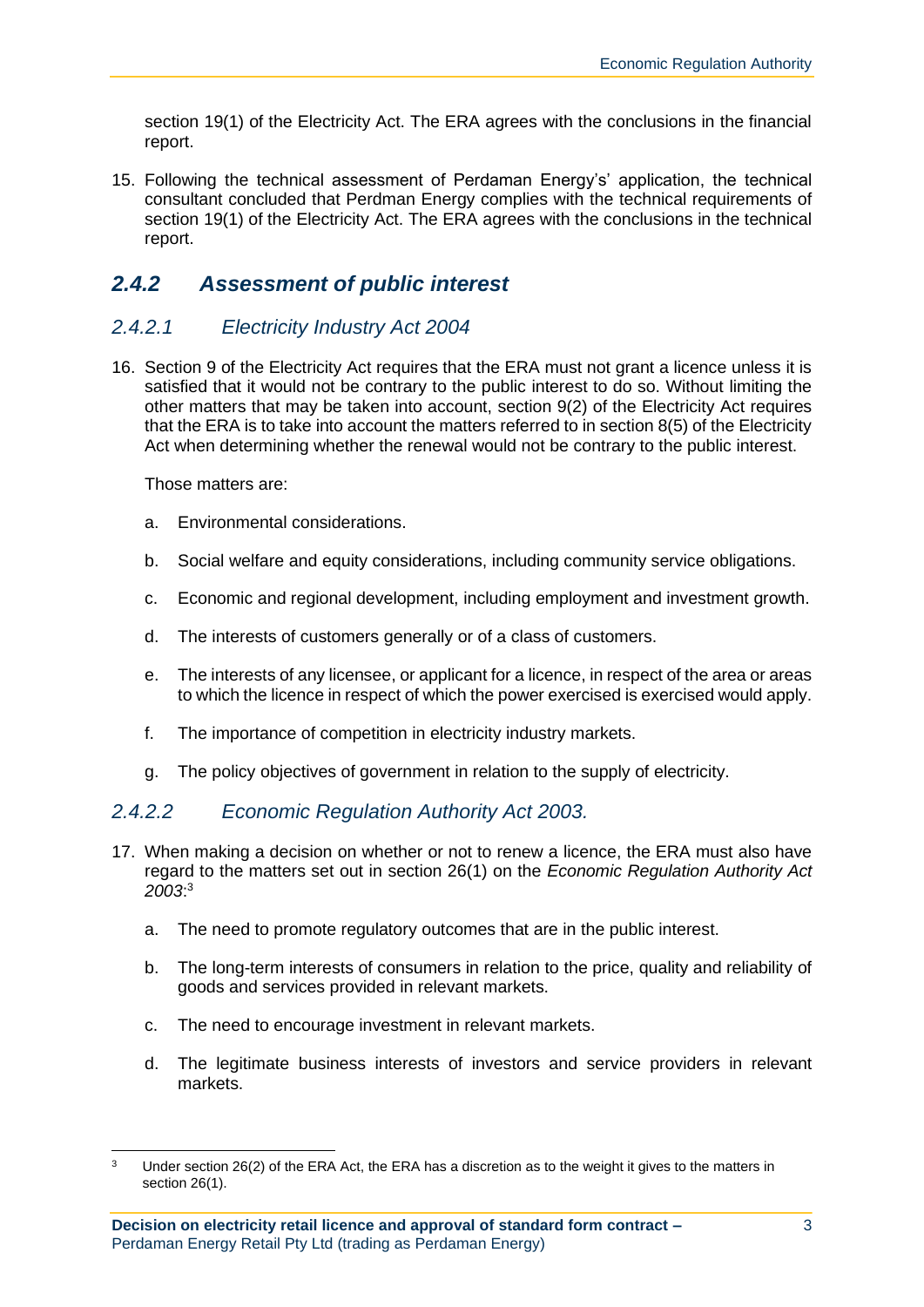section 19(1) of the Electricity Act. The ERA agrees with the conclusions in the financial report.

15. Following the technical assessment of Perdaman Energy's' application, the technical consultant concluded that Perdman Energy complies with the technical requirements of section 19(1) of the Electricity Act. The ERA agrees with the conclusions in the technical report.

### *2.4.2 Assessment of public interest*

#### *2.4.2.1 Electricity Industry Act 2004*

16. Section 9 of the Electricity Act requires that the ERA must not grant a licence unless it is satisfied that it would not be contrary to the public interest to do so. Without limiting the other matters that may be taken into account, section 9(2) of the Electricity Act requires that the ERA is to take into account the matters referred to in section 8(5) of the Electricity Act when determining whether the renewal would not be contrary to the public interest.

    Those matters are:

    a. Environmental considerations.

    b. Social welfare and equity considerations, including community service obligations.

    c. Economic and regional development, including employment and investment growth.

    d. The interests of customers generally or of a class of customers.

    e. The interests of any licensee, or applicant for a licence, in respect of the area or areas to which the licence in respect of which the power exercised is exercised would apply.

    f. The importance of competition in electricity industry markets.

    g. The policy objectives of government in relation to the supply of electricity.

#### *2.4.2.2 Economic Regulation Authority Act 2003.*

17. When making a decision on whether or not to renew a licence, the ERA must also have regard to the matters set out in section 26(1) on the *Economic Regulation Authority Act 2003*:[3]

    a. The need to promote regulatory outcomes that are in the public interest.

    b. The long-term interests of consumers in relation to the price, quality and reliability of goods and services provided in relevant markets.

    c. The need to encourage investment in relevant markets.

    d. The legitimate business interests of investors and service providers in relevant markets.

---

[3] Under section 26(2) of the ERA Act, the ERA has a discretion as to the weight it gives to the matters in section 26(1).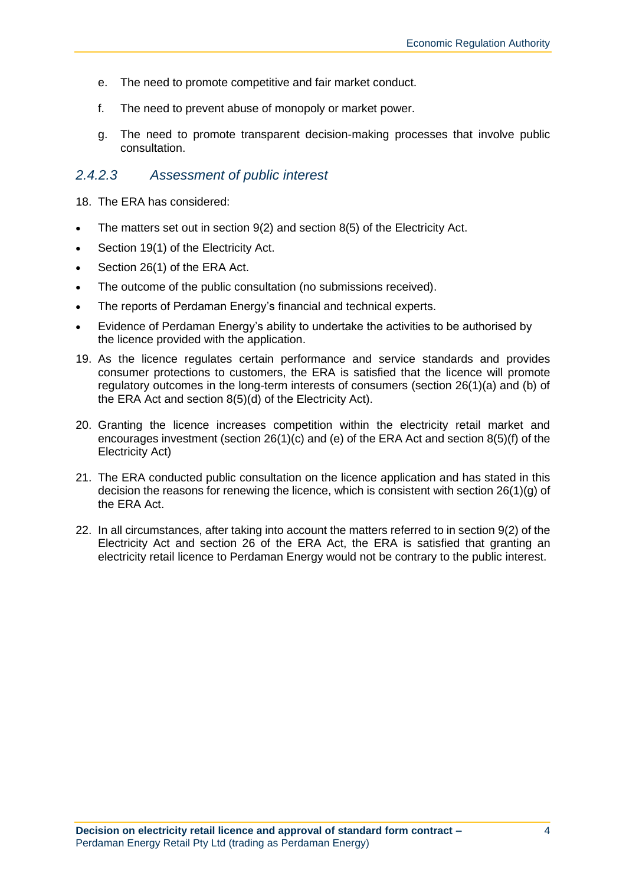e. The need to promote competitive and fair market conduct.

f. The need to prevent abuse of monopoly or market power.

g. The need to promote transparent decision-making processes that involve public consultation.

#### *2.4.2.3 Assessment of public interest*

18. The ERA has considered:

- The matters set out in section 9(2) and section 8(5) of the Electricity Act.
- Section 19(1) of the Electricity Act.
- Section 26(1) of the ERA Act.
- The outcome of the public consultation (no submissions received).
- The reports of Perdaman Energy's financial and technical experts.
- Evidence of Perdaman Energy's ability to undertake the activities to be authorised by the licence provided with the application.

19. As the licence regulates certain performance and service standards and provides consumer protections to customers, the ERA is satisfied that the licence will promote regulatory outcomes in the long-term interests of consumers (section 26(1)(a) and (b) of the ERA Act and section 8(5)(d) of the Electricity Act).

20. Granting the licence increases competition within the electricity retail market and encourages investment (section 26(1)(c) and (e) of the ERA Act and section 8(5)(f) of the Electricity Act)

21. The ERA conducted public consultation on the licence application and has stated in this decision the reasons for renewing the licence, which is consistent with section 26(1)(g) of the ERA Act.

22. In all circumstances, after taking into account the matters referred to in section 9(2) of the Electricity Act and section 26 of the ERA Act, the ERA is satisfied that granting an electricity retail licence to Perdaman Energy would not be contrary to the public interest.